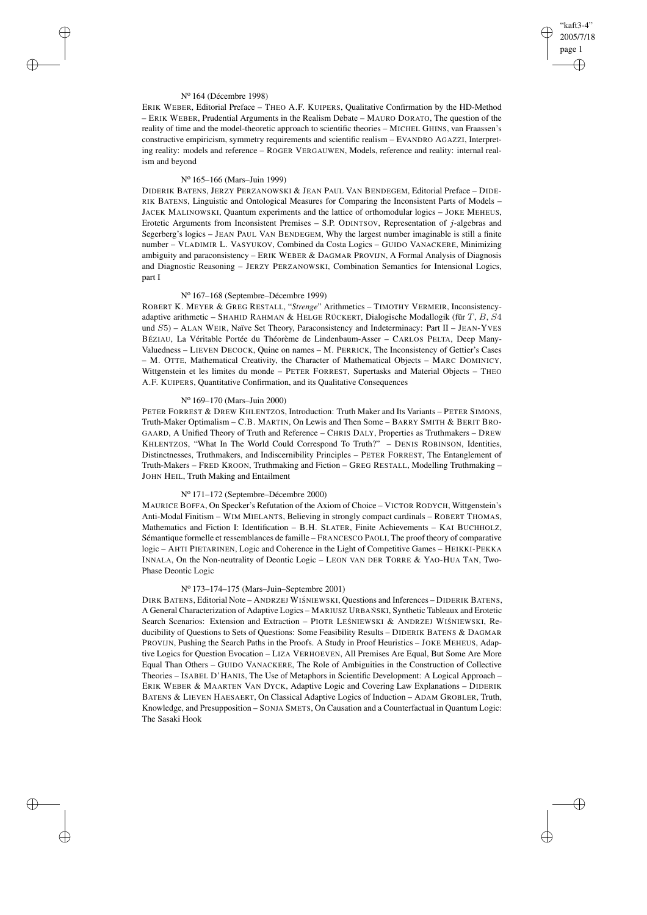N[o] 164 (Décembre 1998)

ERIK WEBER, Editorial Preface – THEO A.F. KUIPERS, Qualitative Confirmation by the HD-Method – ERIK WEBER, Prudential Arguments in the Realism Debate – MAURO DORATO, The question of the reality of time and the model-theoretic approach to scientific theories – MICHEL GHINS, van Fraassen's constructive empiricism, symmetry requirements and scientific realism – EVANDRO AGAZZI, Interpreting reality: models and reference – ROGER VERGAUWEN, Models, reference and reality: internal realism and beyond

N[o] 165–166 (Mars–Juin 1999)

DIDERIK BATENS, JERZY PERZANOWSKI & JEAN PAUL VAN BENDEGEM, Editorial Preface – DIDERIK BATENS, Linguistic and Ontological Measures for Comparing the Inconsistent Parts of Models – JACEK MALINOWSKI, Quantum experiments and the lattice of orthomodular logics – JOKE MEHEUS, Erotetic Arguments from Inconsistent Premises – S.P. ODINTSOV, Representation of $j$-algebras and Segerberg's logics – JEAN PAUL VAN BENDEGEM, Why the largest number imaginable is still a finite number – VLADIMIR L. VASYUKOV, Combined da Costa Logics – GUIDO VANACKERE, Minimizing ambiguity and paraconsistency – ERIK WEBER & DAGMAR PROVIJN, A Formal Analysis of Diagnosis and Diagnostic Reasoning – JERZY PERZANOWSKI, Combination Semantics for Intensional Logics, part I

N[o] 167–168 (Septembre–Décembre 1999)

ROBERT K. MEYER & GREG RESTALL, "*Strenge*" Arithmetics – TIMOTHY VERMEIR, Inconsistency-adaptive arithmetic – SHAHID RAHMAN & HELGE RÜCKERT, Dialogische Modallogik (für $T$, $B$, $S4$ und $S5$) – ALAN WEIR, Naïve Set Theory, Paraconsistency and Indeterminacy: Part II – JEAN-YVES BÉZIAU, La Véritable Portée du Théorème de Lindenbaum-Asser – CARLOS PELTA, Deep Many-Valuedness – LIEVEN DECOCK, Quine on names – M. PERRICK, The Inconsistency of Gettier's Cases – M. OTTE, Mathematical Creativity, the Character of Mathematical Objects – MARC DOMINICY, Wittgenstein et les limites du monde – PETER FORREST, Supertasks and Material Objects – THEO A.F. KUIPERS, Quantitative Confirmation, and its Qualitative Consequences

N[o] 169–170 (Mars–Juin 2000)

PETER FORREST & DREW KHLENTZOS, Introduction: Truth Maker and Its Variants – PETER SIMONS, Truth-Maker Optimalism – C.B. MARTIN, On Lewis and Then Some – BARRY SMITH & BERIT BROGAARD, A Unified Theory of Truth and Reference – CHRIS DALY, Properties as Truthmakers – DREW KHLENTZOS, "What In The World Could Correspond To Truth?" – DENIS ROBINSON, Identities, Distinctnesses, Truthmakers, and Indiscernibility Principles – PETER FORREST, The Entanglement of Truth-Makers – FRED KROON, Truthmaking and Fiction – GREG RESTALL, Modelling Truthmaking – JOHN HEIL, Truth Making and Entailment

N[o] 171–172 (Septembre–Décembre 2000)

MAURICE BOFFA, On Specker's Refutation of the Axiom of Choice – VICTOR RODYCH, Wittgenstein's Anti-Modal Finitism – WIM MIELANTS, Believing in strongly compact cardinals – ROBERT THOMAS, Mathematics and Fiction I: Identification – B.H. SLATER, Finite Achievements – KAI BUCHHOLZ, Sémantique formelle et ressemblances de famille – FRANCESCO PAOLI, The proof theory of comparative logic – AHTI PIETARINEN, Logic and Coherence in the Light of Competitive Games – HEIKKI-PEKKA INNALA, On the Non-neutrality of Deontic Logic – LEON VAN DER TORRE & YAO-HUA TAN, Two-Phase Deontic Logic

N[o] 173–174–175 (Mars–Juin–Septembre 2001)

DIRK BATENS, Editorial Note – ANDRZEJ WIŚNIEWSKI, Questions and Inferences – DIDERIK BATENS, A General Characterization of Adaptive Logics – MARIUSZ URBAŃSKI, Synthetic Tableaux and Erotetic Search Scenarios: Extension and Extraction – PIOTR LEŚNIEWSKI & ANDRZEJ WIŚNIEWSKI, Reducibility of Questions to Sets of Questions: Some Feasibility Results – DIDERIK BATENS & DAGMAR PROVIJN, Pushing the Search Paths in the Proofs. A Study in Proof Heuristics – JOKE MEHEUS, Adaptive Logics for Question Evocation – LIZA VERHOEVEN, All Premises Are Equal, But Some Are More Equal Than Others – GUIDO VANACKERE, The Role of Ambiguities in the Construction of Collective Theories – ISABEL D'HANIS, The Use of Metaphors in Scientific Development: A Logical Approach – ERIK WEBER & MAARTEN VAN DYCK, Adaptive Logic and Covering Law Explanations – DIDERIK BATENS & LIEVEN HAESAERT, On Classical Adaptive Logics of Induction – ADAM GROBLER, Truth, Knowledge, and Presupposition – SONJA SMETS, On Causation and a Counterfactual in Quantum Logic: The Sasaki Hook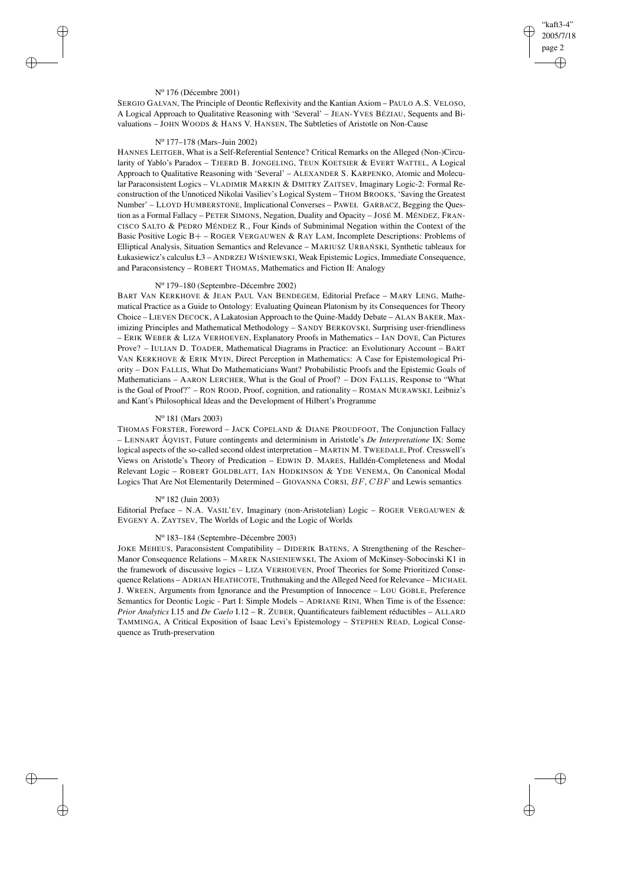N° 176 (Décembre 2001)

Sergio Galvan, The Principle of Deontic Reflexivity and the Kantian Axiom – Paulo A.S. Veloso, A Logical Approach to Qualitative Reasoning with 'Several' – Jean-Yves Béziau, Sequents and Bivaluations – John Woods & Hans V. Hansen, The Subtleties of Aristotle on Non-Cause

N° 177–178 (Mars–Juin 2002)

Hannes Leitgeb, What is a Self-Referential Sentence? Critical Remarks on the Alleged (Non-)Circularity of Yablo's Paradox – Tjeerd B. Jongeling, Teun Koetsier & Evert Wattel, A Logical Approach to Qualitative Reasoning with 'Several' – Alexander S. Karpenko, Atomic and Molecular Paraconsistent Logics – Vladimir Markin & Dmitry Zaitsev, Imaginary Logic-2: Formal Reconstruction of the Unnoticed Nikolai Vasiliev's Logical System – Thom Brooks, 'Saving the Greatest Number' – Lloyd Humberstone, Implicational Converses – Paweł Garbacz, Begging the Question as a Formal Fallacy – Peter Simons, Negation, Duality and Opacity – José M. Méndez, Francisco Salto & Pedro Méndez R., Four Kinds of Subminimal Negation within the Context of the Basic Positive Logic B+ – Roger Vergauwen & Ray Lam, Incomplete Descriptions: Problems of Elliptical Analysis, Situation Semantics and Relevance – Mariusz Urbański, Synthetic tableaux for Łukasiewicz's calculus Ł3 – Andrzej Wiśniewski, Weak Epistemic Logics, Immediate Consequence, and Paraconsistency – Robert Thomas, Mathematics and Fiction II: Analogy

N° 179–180 (Septembre–Décembre 2002)

Bart Van Kerkhove & Jean Paul Van Bendegem, Editorial Preface – Mary Leng, Mathematical Practice as a Guide to Ontology: Evaluating Quinean Platonism by its Consequences for Theory Choice – Lieven Decock, A Lakatosian Approach to the Quine-Maddy Debate – Alan Baker, Maximizing Principles and Mathematical Methodology – Sandy Berkovski, Surprising user-friendliness – Erik Weber & Liza Verhoeven, Explanatory Proofs in Mathematics – Ian Dove, Can Pictures Prove? – Iulian D. Toader, Mathematical Diagrams in Practice: an Evolutionary Account – Bart Van Kerkhove & Erik Myin, Direct Perception in Mathematics: A Case for Epistemological Priority – Don Fallis, What Do Mathematicians Want? Probabilistic Proofs and the Epistemic Goals of Mathematicians – Aaron Lercher, What is the Goal of Proof? – Don Fallis, Response to "What is the Goal of Proof?" – Ron Rood, Proof, cognition, and rationality – Roman Murawski, Leibniz's and Kant's Philosophical Ideas and the Development of Hilbert's Programme

N° 181 (Mars 2003)

Thomas Forster, Foreword – Jack Copeland & Diane Proudfoot, The Conjunction Fallacy – Lennart Åqvist, Future contingents and determinism in Aristotle's *De Interpretatione* IX: Some logical aspects of the so-called second oldest interpretation – Martin M. Tweedale, Prof. Cresswell's Views on Aristotle's Theory of Predication – Edwin D. Mares, Halldén-Completeness and Modal Relevant Logic – Robert Goldblatt, Ian Hodkinson & Yde Venema, On Canonical Modal Logics That Are Not Elementarily Determined – Giovanna Corsi, $BF$, $CBF$ and Lewis semantics

N° 182 (Juin 2003)

Editorial Preface – N.A. Vasil'ev, Imaginary (non-Aristotelian) Logic – Roger Vergauwen & Evgeny A. Zaytsev, The Worlds of Logic and the Logic of Worlds

N° 183–184 (Septembre–Décembre 2003)

Joke Meheus, Paraconsistent Compatibility – Diderik Batens, A Strengthening of the Rescher–Manor Consequence Relations – Marek Nasieniewski, The Axiom of McKinsey-Sobocinski K1 in the framework of discussive logics – Liza Verhoeven, Proof Theories for Some Prioritized Consequence Relations – Adrian Heathcote, Truthmaking and the Alleged Need for Relevance – Michael J. Wreen, Arguments from Ignorance and the Presumption of Innocence – Lou Goble, Preference Semantics for Deontic Logic - Part I: Simple Models – Adriane Rini, When Time is of the Essence: *Prior Analytics* I.15 and *De Caelo* I.12 – R. Zuber, Quantificateurs faiblement réductibles – Allard Tamminga, A Critical Exposition of Isaac Levi's Epistemology – Stephen Read, Logical Consequence as Truth-preservation